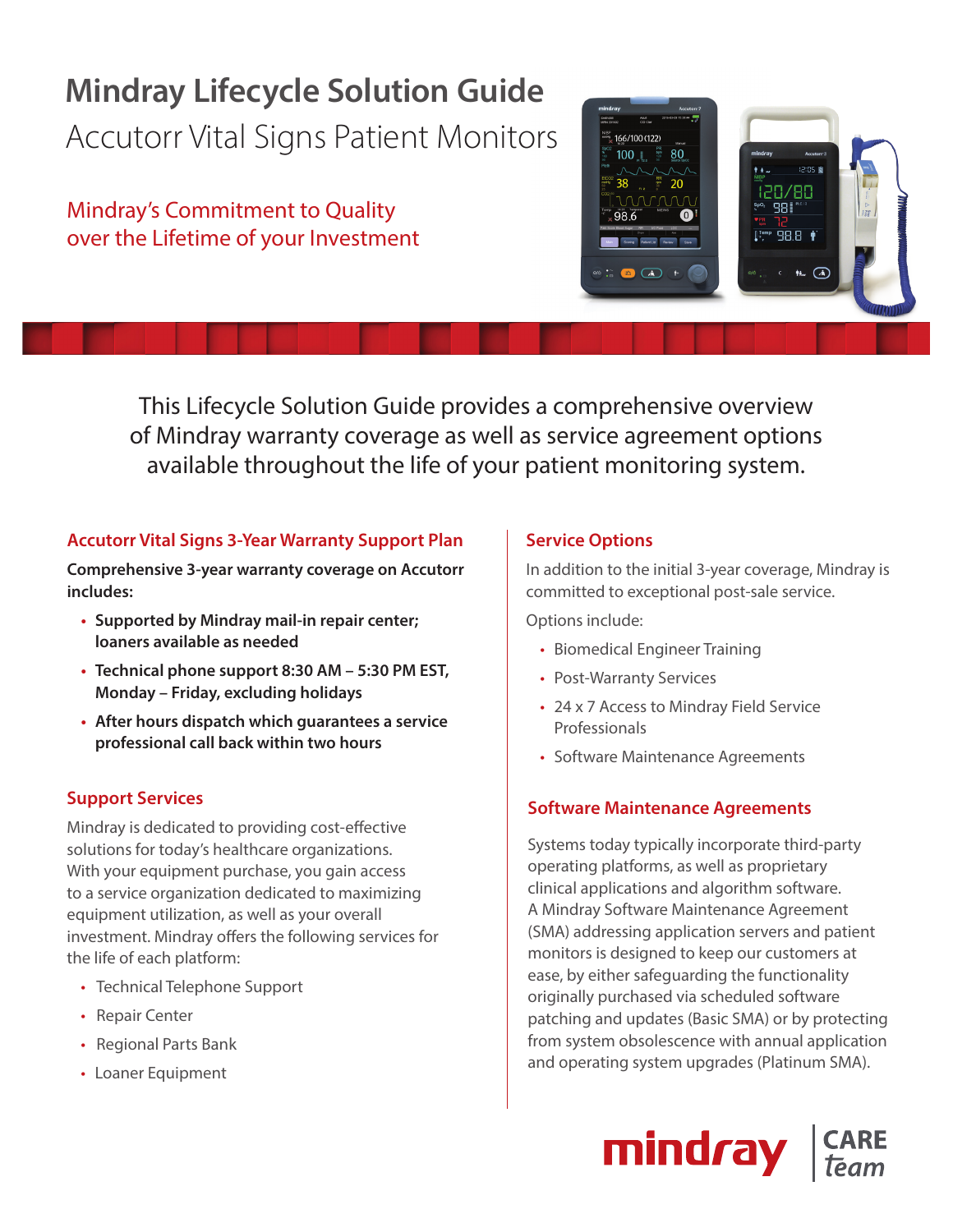# Mindray Lifecycle Solution Guide

## Accutorr Vital Signs Patient Monitors

Mindray's Commitment to Quality over the Lifetime of your Investment

This Lifecycle Solution Guide provides a comprehensive overview of Mindray warranty coverage as well as service agreement options available throughout the life of your patient monitoring system.

### Accutorr Vital Signs 3-Year Warranty Support Plan

**Comprehensive 3-year warranty coverage on Accutorr includes:**

- **Supported by Mindray mail-in repair center; loaners available as needed**
- **Technical phone support 8:30 AM – 5:30 PM EST, Monday – Friday, excluding holidays**
- **After hours dispatch which guarantees a service professional call back within two hours**

### Support Services

Mindray is dedicated to providing cost-effective solutions for today's healthcare organizations. With your equipment purchase, you gain access to a service organization dedicated to maximizing equipment utilization, as well as your overall investment. Mindray offers the following services for the life of each platform:

- Technical Telephone Support
- Repair Center
- Regional Parts Bank
- Loaner Equipment

### Service Options

In addition to the initial 3-year coverage, Mindray is committed to exceptional post-sale service.

Options include:

- Biomedical Engineer Training
- Post-Warranty Services
- 24 x 7 Access to Mindray Field Service Professionals
- Software Maintenance Agreements

### Software Maintenance Agreements

Systems today typically incorporate third-party operating platforms, as well as proprietary clinical applications and algorithm software. A Mindray Software Maintenance Agreement (SMA) addressing application servers and patient monitors is designed to keep our customers at ease, by either safeguarding the functionality originally purchased via scheduled software patching and updates (Basic SMA) or by protecting from system obsolescence with annual application and operating system upgrades (Platinum SMA).

mindray | CARE team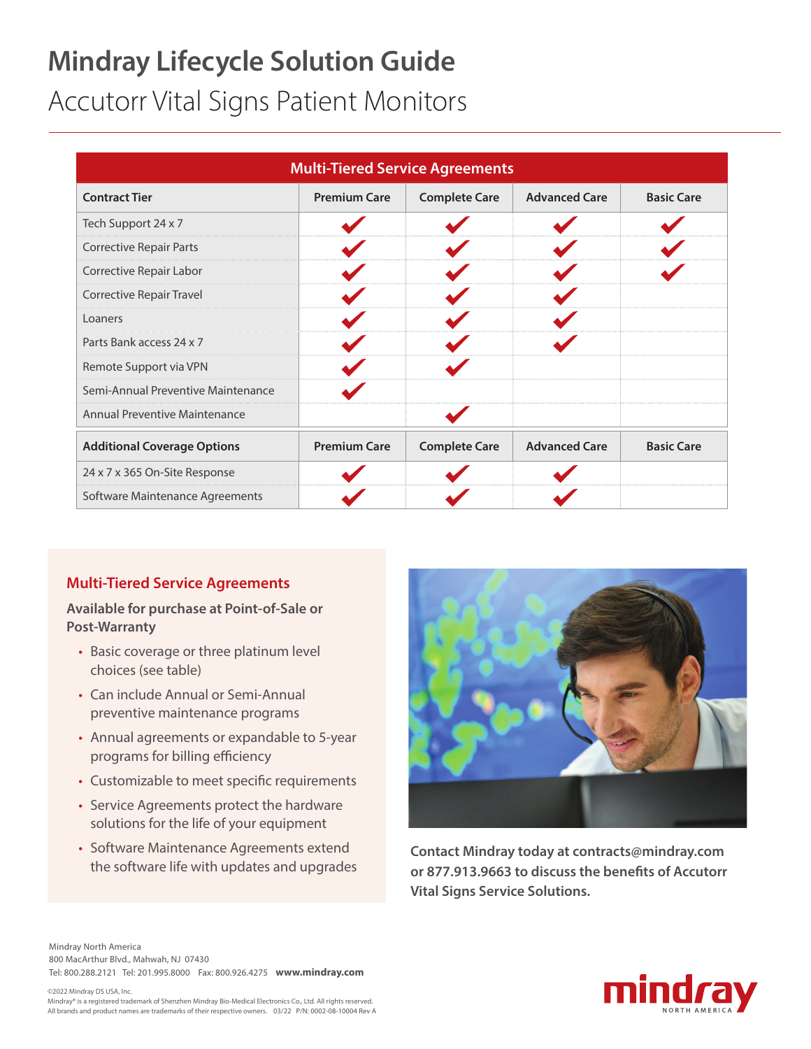# Mindray Lifecycle Solution Guide

Accutorr Vital Signs Patient Monitors

**Multi-Tiered Service Agreements**

| Contract Tier | Premium Care | Complete Care | Advanced Care | Basic Care |
|---|---|---|---|---|
| Tech Support 24 x 7 | ✔ | ✔ | ✔ | ✔ |
| Corrective Repair Parts | ✔ | ✔ | ✔ | ✔ |
| Corrective Repair Labor | ✔ | ✔ | ✔ | ✔ |
| Corrective Repair Travel | ✔ | ✔ | ✔ | |
| Loaners | ✔ | ✔ | ✔ | |
| Parts Bank access 24 x 7 | ✔ | ✔ | ✔ | |
| Remote Support via VPN | ✔ | ✔ | | |
| Semi-Annual Preventive Maintenance | ✔ | | | |
| Annual Preventive Maintenance | | ✔ | | |
| **Additional Coverage Options** | **Premium Care** | **Complete Care** | **Advanced Care** | **Basic Care** |
| 24 x 7 x 365 On-Site Response | ✔ | ✔ | ✔ | |
| Software Maintenance Agreements | ✔ | ✔ | ✔ | |

## Multi-Tiered Service Agreements

**Available for purchase at Point-of-Sale or Post-Warranty**

- Basic coverage or three platinum level choices (see table)
- Can include Annual or Semi-Annual preventive maintenance programs
- Annual agreements or expandable to 5-year programs for billing efficiency
- Customizable to meet specific requirements
- Service Agreements protect the hardware solutions for the life of your equipment
- Software Maintenance Agreements extend the software life with updates and upgrades

**Contact Mindray today at contracts@mindray.com or 877.913.9663 to discuss the benefits of Accutorr Vital Signs Service Solutions.**

Mindray North America
800 MacArthur Blvd., Mahwah, NJ 07430
Tel: 800.288.2121 Tel: 201.995.8000 Fax: 800.926.4275 **www.mindray.com**

©2022 Mindray DS USA, Inc.
Mindray® is a registered trademark of Shenzhen Mindray Bio-Medical Electronics Co., Ltd. All rights reserved.
All brands and product names are trademarks of their respective owners. 03/22 P/N: 0002-08-10004 Rev A

mindray NORTH AMERICA